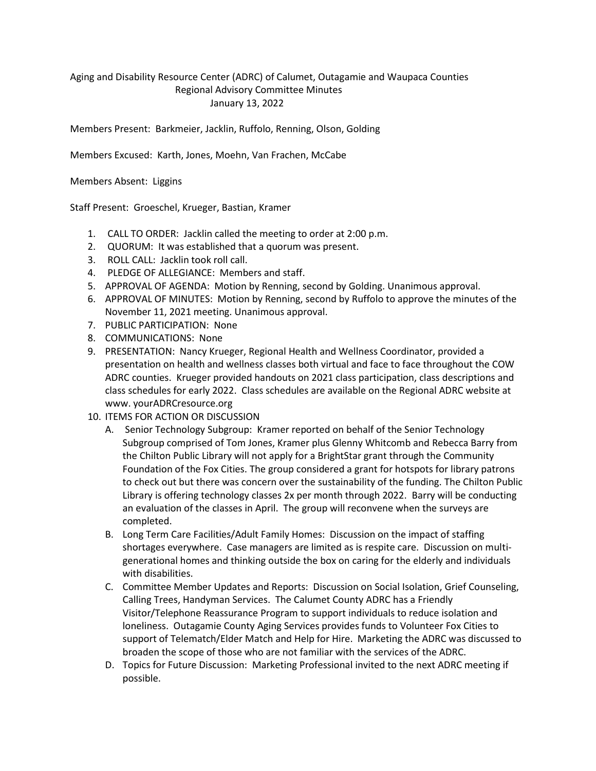Aging and Disability Resource Center (ADRC) of Calumet, Outagamie and Waupaca Counties
Regional Advisory Committee Minutes
January 13, 2022

Members Present: Barkmeier, Jacklin, Ruffolo, Renning, Olson, Golding

Members Excused: Karth, Jones, Moehn, Van Frachen, McCabe

Members Absent: Liggins

Staff Present: Groeschel, Krueger, Bastian, Kramer

1. CALL TO ORDER: Jacklin called the meeting to order at 2:00 p.m.
2. QUORUM: It was established that a quorum was present.
3. ROLL CALL: Jacklin took roll call.
4. PLEDGE OF ALLEGIANCE: Members and staff.
5. APPROVAL OF AGENDA: Motion by Renning, second by Golding. Unanimous approval.
6. APPROVAL OF MINUTES: Motion by Renning, second by Ruffolo to approve the minutes of the November 11, 2021 meeting. Unanimous approval.
7. PUBLIC PARTICIPATION: None
8. COMMUNICATIONS: None
9. PRESENTATION: Nancy Krueger, Regional Health and Wellness Coordinator, provided a presentation on health and wellness classes both virtual and face to face throughout the COW ADRC counties. Krueger provided handouts on 2021 class participation, class descriptions and class schedules for early 2022. Class schedules are available on the Regional ADRC website at www. yourADRCresource.org
10. ITEMS FOR ACTION OR DISCUSSION
    A. Senior Technology Subgroup: Kramer reported on behalf of the Senior Technology Subgroup comprised of Tom Jones, Kramer plus Glenny Whitcomb and Rebecca Barry from the Chilton Public Library will not apply for a BrightStar grant through the Community Foundation of the Fox Cities. The group considered a grant for hotspots for library patrons to check out but there was concern over the sustainability of the funding. The Chilton Public Library is offering technology classes 2x per month through 2022. Barry will be conducting an evaluation of the classes in April. The group will reconvene when the surveys are completed.
    B. Long Term Care Facilities/Adult Family Homes: Discussion on the impact of staffing shortages everywhere. Case managers are limited as is respite care. Discussion on multi-generational homes and thinking outside the box on caring for the elderly and individuals with disabilities.
    C. Committee Member Updates and Reports: Discussion on Social Isolation, Grief Counseling, Calling Trees, Handyman Services. The Calumet County ADRC has a Friendly Visitor/Telephone Reassurance Program to support individuals to reduce isolation and loneliness. Outagamie County Aging Services provides funds to Volunteer Fox Cities to support of Telematch/Elder Match and Help for Hire. Marketing the ADRC was discussed to broaden the scope of those who are not familiar with the services of the ADRC.
    D. Topics for Future Discussion: Marketing Professional invited to the next ADRC meeting if possible.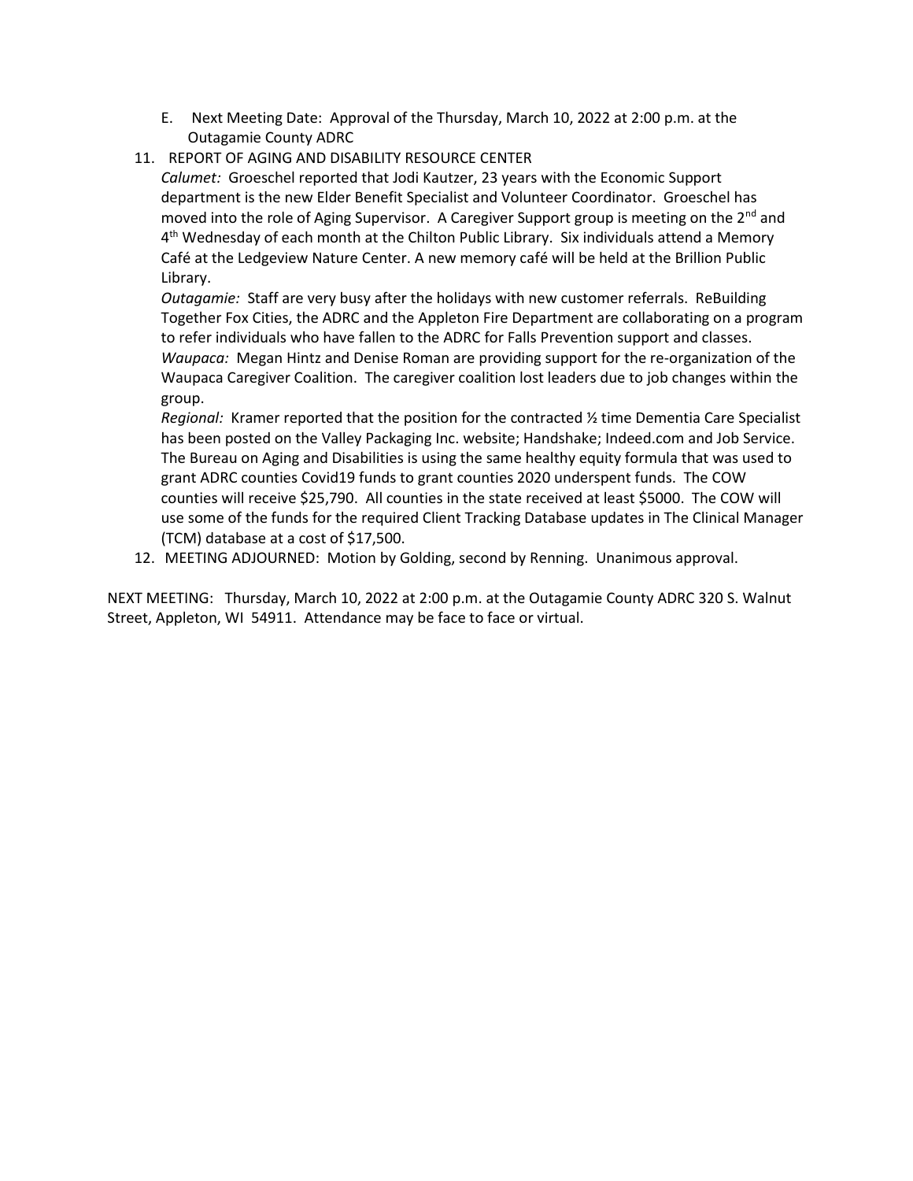E. Next Meeting Date: Approval of the Thursday, March 10, 2022 at 2:00 p.m. at the Outagamie County ADRC

11. REPORT OF AGING AND DISABILITY RESOURCE CENTER

*Calumet:* Groeschel reported that Jodi Kautzer, 23 years with the Economic Support department is the new Elder Benefit Specialist and Volunteer Coordinator. Groeschel has moved into the role of Aging Supervisor. A Caregiver Support group is meeting on the 2nd and 4th Wednesday of each month at the Chilton Public Library. Six individuals attend a Memory Café at the Ledgeview Nature Center. A new memory café will be held at the Brillion Public Library.

*Outagamie:* Staff are very busy after the holidays with new customer referrals. ReBuilding Together Fox Cities, the ADRC and the Appleton Fire Department are collaborating on a program to refer individuals who have fallen to the ADRC for Falls Prevention support and classes.

*Waupaca:* Megan Hintz and Denise Roman are providing support for the re-organization of the Waupaca Caregiver Coalition. The caregiver coalition lost leaders due to job changes within the group.

*Regional:* Kramer reported that the position for the contracted ½ time Dementia Care Specialist has been posted on the Valley Packaging Inc. website; Handshake; Indeed.com and Job Service. The Bureau on Aging and Disabilities is using the same healthy equity formula that was used to grant ADRC counties Covid19 funds to grant counties 2020 underspent funds. The COW counties will receive $25,790. All counties in the state received at least $5000. The COW will use some of the funds for the required Client Tracking Database updates in The Clinical Manager (TCM) database at a cost of $17,500.

12. MEETING ADJOURNED: Motion by Golding, second by Renning. Unanimous approval.

NEXT MEETING: Thursday, March 10, 2022 at 2:00 p.m. at the Outagamie County ADRC 320 S. Walnut Street, Appleton, WI 54911. Attendance may be face to face or virtual.